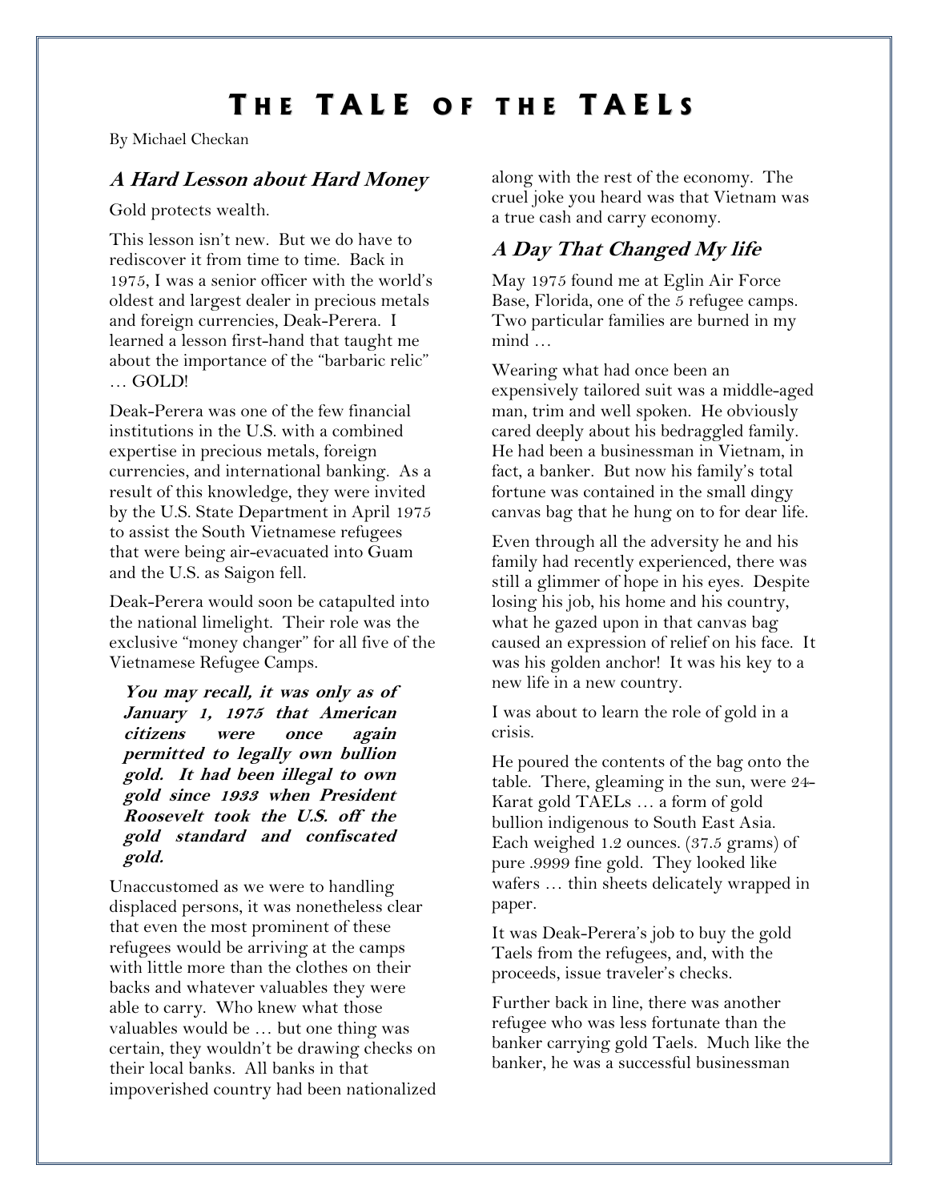# THE TALE OF THE TAELS

By Michael Checkan

## *A Hard Lesson about Hard Money*

Gold protects wealth.

This lesson isn't new. But we do have to rediscover it from time to time. Back in 1975, I was a senior officer with the world's oldest and largest dealer in precious metals and foreign currencies, Deak-Perera. I learned a lesson first-hand that taught me about the importance of the "barbaric relic" … GOLD!

Deak-Perera was one of the few financial institutions in the U.S. with a combined expertise in precious metals, foreign currencies, and international banking. As a result of this knowledge, they were invited by the U.S. State Department in April 1975 to assist the South Vietnamese refugees that were being air-evacuated into Guam and the U.S. as Saigon fell.

Deak-Perera would soon be catapulted into the national limelight. Their role was the exclusive "money changer" for all five of the Vietnamese Refugee Camps.

> ***You may recall, it was only as of January 1, 1975 that American citizens were once again permitted to legally own bullion gold. It had been illegal to own gold since 1933 when President Roosevelt took the U.S. off the gold standard and confiscated gold.***

Unaccustomed as we were to handling displaced persons, it was nonetheless clear that even the most prominent of these refugees would be arriving at the camps with little more than the clothes on their backs and whatever valuables they were able to carry. Who knew what those valuables would be … but one thing was certain, they wouldn't be drawing checks on their local banks. All banks in that impoverished country had been nationalized along with the rest of the economy. The cruel joke you heard was that Vietnam was a true cash and carry economy.

## *A Day That Changed My life*

May 1975 found me at Eglin Air Force Base, Florida, one of the 5 refugee camps. Two particular families are burned in my mind …

Wearing what had once been an expensively tailored suit was a middle-aged man, trim and well spoken. He obviously cared deeply about his bedraggled family. He had been a businessman in Vietnam, in fact, a banker. But now his family's total fortune was contained in the small dingy canvas bag that he hung on to for dear life.

Even through all the adversity he and his family had recently experienced, there was still a glimmer of hope in his eyes. Despite losing his job, his home and his country, what he gazed upon in that canvas bag caused an expression of relief on his face. It was his golden anchor! It was his key to a new life in a new country.

I was about to learn the role of gold in a crisis.

He poured the contents of the bag onto the table. There, gleaming in the sun, were 24-Karat gold TAELs … a form of gold bullion indigenous to South East Asia. Each weighed 1.2 ounces. (37.5 grams) of pure .9999 fine gold. They looked like wafers … thin sheets delicately wrapped in paper.

It was Deak-Perera's job to buy the gold Taels from the refugees, and, with the proceeds, issue traveler's checks.

Further back in line, there was another refugee who was less fortunate than the banker carrying gold Taels. Much like the banker, he was a successful businessman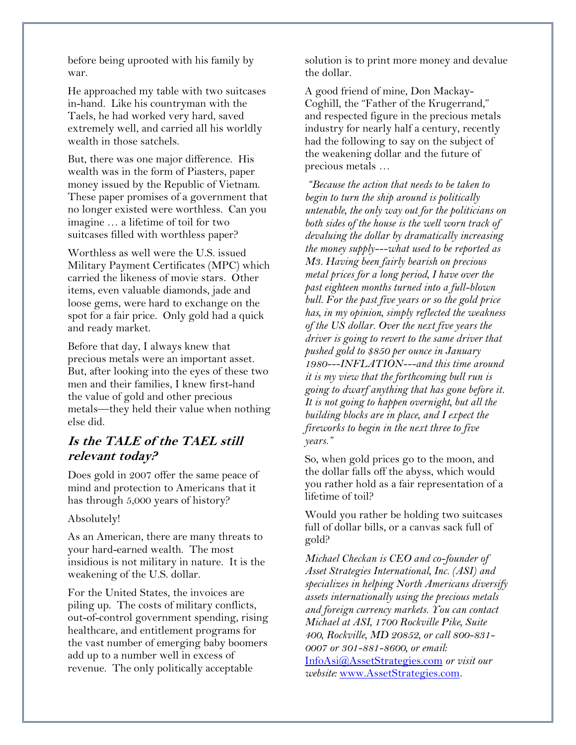before being uprooted with his family by war.

He approached my table with two suitcases in-hand. Like his countryman with the Taels, he had worked very hard, saved extremely well, and carried all his worldly wealth in those satchels.

But, there was one major difference. His wealth was in the form of Piasters, paper money issued by the Republic of Vietnam. These paper promises of a government that no longer existed were worthless. Can you imagine … a lifetime of toil for two suitcases filled with worthless paper?

Worthless as well were the U.S. issued Military Payment Certificates (MPC) which carried the likeness of movie stars. Other items, even valuable diamonds, jade and loose gems, were hard to exchange on the spot for a fair price. Only gold had a quick and ready market.

Before that day, I always knew that precious metals were an important asset. But, after looking into the eyes of these two men and their families, I knew first-hand the value of gold and other precious metals—they held their value when nothing else did.

## Is the TALE of the TAEL still relevant today?

Does gold in 2007 offer the same peace of mind and protection to Americans that it has through 5,000 years of history?

Absolutely!

As an American, there are many threats to your hard-earned wealth. The most insidious is not military in nature. It is the weakening of the U.S. dollar.

For the United States, the invoices are piling up. The costs of military conflicts, out-of-control government spending, rising healthcare, and entitlement programs for the vast number of emerging baby boomers add up to a number well in excess of revenue. The only politically acceptable solution is to print more money and devalue the dollar.

A good friend of mine, Don Mackay-Coghill, the "Father of the Krugerrand," and respected figure in the precious metals industry for nearly half a century, recently had the following to say on the subject of the weakening dollar and the future of precious metals …

*"Because the action that needs to be taken to begin to turn the ship around is politically untenable, the only way out for the politicians on both sides of the house is the well worn track of devaluing the dollar by dramatically increasing the money supply---what used to be reported as M3. Having been fairly bearish on precious metal prices for a long period, I have over the past eighteen months turned into a full-blown bull. For the past five years or so the gold price has, in my opinion, simply reflected the weakness of the US dollar. Over the next five years the driver is going to revert to the same driver that pushed gold to $850 per ounce in January 1980---INFLATION---and this time around it is my view that the forthcoming bull run is going to dwarf anything that has gone before it. It is not going to happen overnight, but all the building blocks are in place, and I expect the fireworks to begin in the next three to five years."*

So, when gold prices go to the moon, and the dollar falls off the abyss, which would you rather hold as a fair representation of a lifetime of toil?

Would you rather be holding two suitcases full of dollar bills, or a canvas sack full of gold?

*Michael Checkan is CEO and co-founder of Asset Strategies International, Inc. (ASI) and specializes in helping North Americans diversify assets internationally using the precious metals and foreign currency markets. You can contact Michael at ASI, 1700 Rockville Pike, Suite 400, Rockville, MD 20852, or call 800-831-0007 or 301-881-8600, or email:* [InfoAsi@AssetStrategies.com](mailto:InfoAsi@AssetStrategies.com) *or visit our website:* [www.AssetStrategies.com](http://www.AssetStrategies.com).